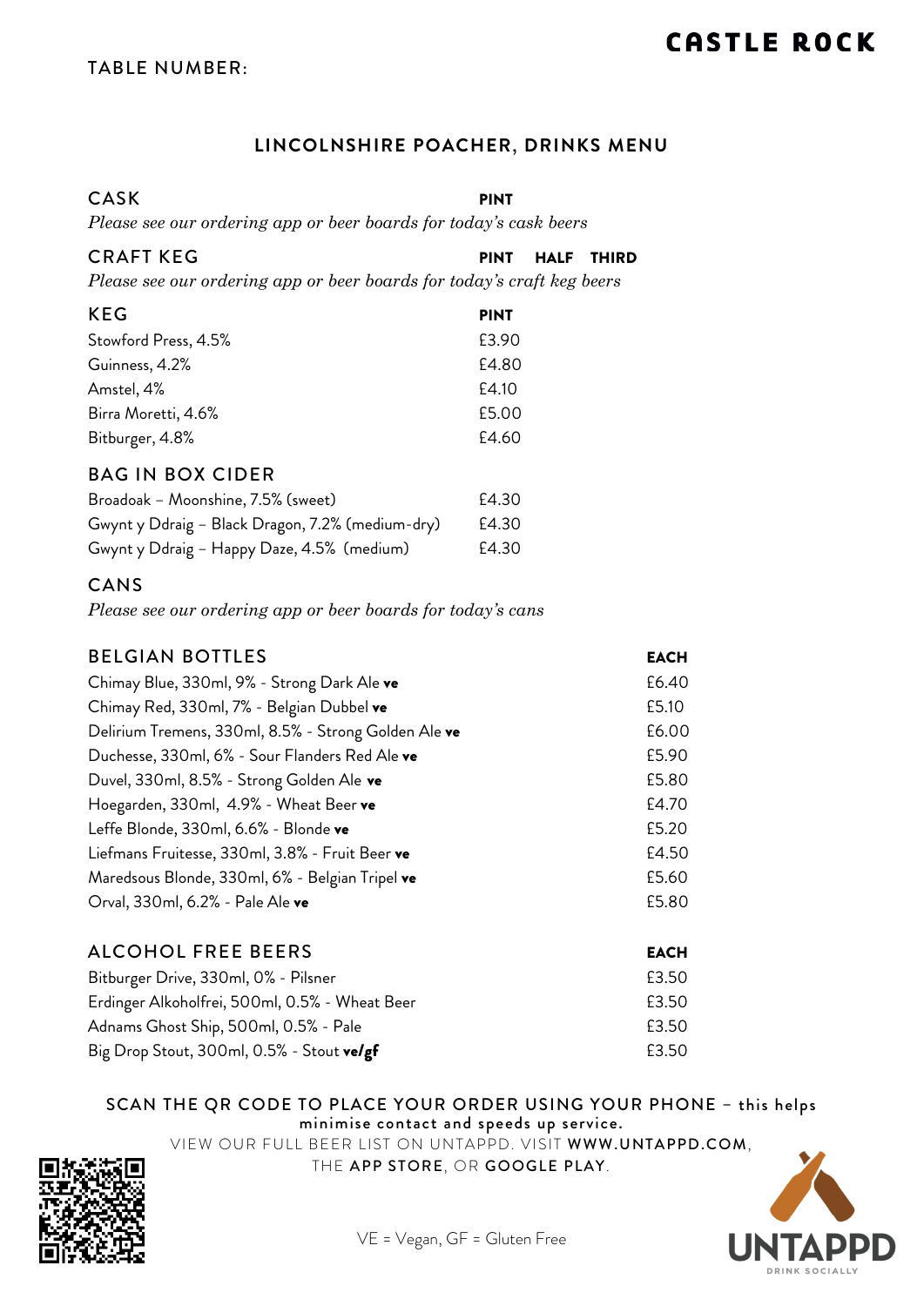TABLE NUMBER:

# CASTLE ROCK

## LINCOLNSHIRE POACHER, DRINKS MENU

### CASK

**PINT**

*Please see our ordering app or beer boards for today's cask beers*

### CRAFT KEG

**PINT HALF THIRD**

*Please see our ordering app or beer boards for today's craft keg beers*

### KEG

| KEG | PINT |
|---|---|
| Stowford Press, 4.5% | £3.90 |
| Guinness, 4.2% | £4.80 |
| Amstel, 4% | £4.10 |
| Birra Moretti, 4.6% | £5.00 |
| Bitburger, 4.8% | £4.60 |

### BAG IN BOX CIDER

| BAG IN BOX CIDER | |
|---|---|
| Broadoak – Moonshine, 7.5% (sweet) | £4.30 |
| Gwynt y Ddraig – Black Dragon, 7.2% (medium-dry) | £4.30 |
| Gwynt y Ddraig – Happy Daze, 4.5% (medium) | £4.30 |

### CANS

*Please see our ordering app or beer boards for today's cans*

### BELGIAN BOTTLES

| BELGIAN BOTTLES | EACH |
|---|---|
| Chimay Blue, 330ml, 9% - Strong Dark Ale **ve** | £6.40 |
| Chimay Red, 330ml, 7% - Belgian Dubbel **ve** | £5.10 |
| Delirium Tremens, 330ml, 8.5% - Strong Golden Ale **ve** | £6.00 |
| Duchesse, 330ml, 6% - Sour Flanders Red Ale **ve** | £5.90 |
| Duvel, 330ml, 8.5% - Strong Golden Ale **ve** | £5.80 |
| Hoegarden, 330ml, 4.9% - Wheat Beer **ve** | £4.70 |
| Leffe Blonde, 330ml, 6.6% - Blonde **ve** | £5.20 |
| Liefmans Fruitesse, 330ml, 3.8% - Fruit Beer **ve** | £4.50 |
| Maredsous Blonde, 330ml, 6% - Belgian Tripel **ve** | £5.60 |
| Orval, 330ml, 6.2% - Pale Ale **ve** | £5.80 |

### ALCOHOL FREE BEERS

| ALCOHOL FREE BEERS | EACH |
|---|---|
| Bitburger Drive, 330ml, 0% - Pilsner | £3.50 |
| Erdinger Alkoholfrei, 500ml, 0.5% - Wheat Beer | £3.50 |
| Adnams Ghost Ship, 500ml, 0.5% - Pale | £3.50 |
| Big Drop Stout, 300ml, 0.5% - Stout **ve/gf** | £3.50 |

SCAN THE QR CODE TO PLACE YOUR ORDER USING YOUR PHONE – this helps minimise contact and speeds up service.

VIEW OUR FULL BEER LIST ON UNTAPPD. VISIT **WWW.UNTAPPD.COM**, THE **APP STORE**, OR **GOOGLE PLAY**.

VE = Vegan, GF = Gluten Free

UNTAPPD
DRINK SOCIALLY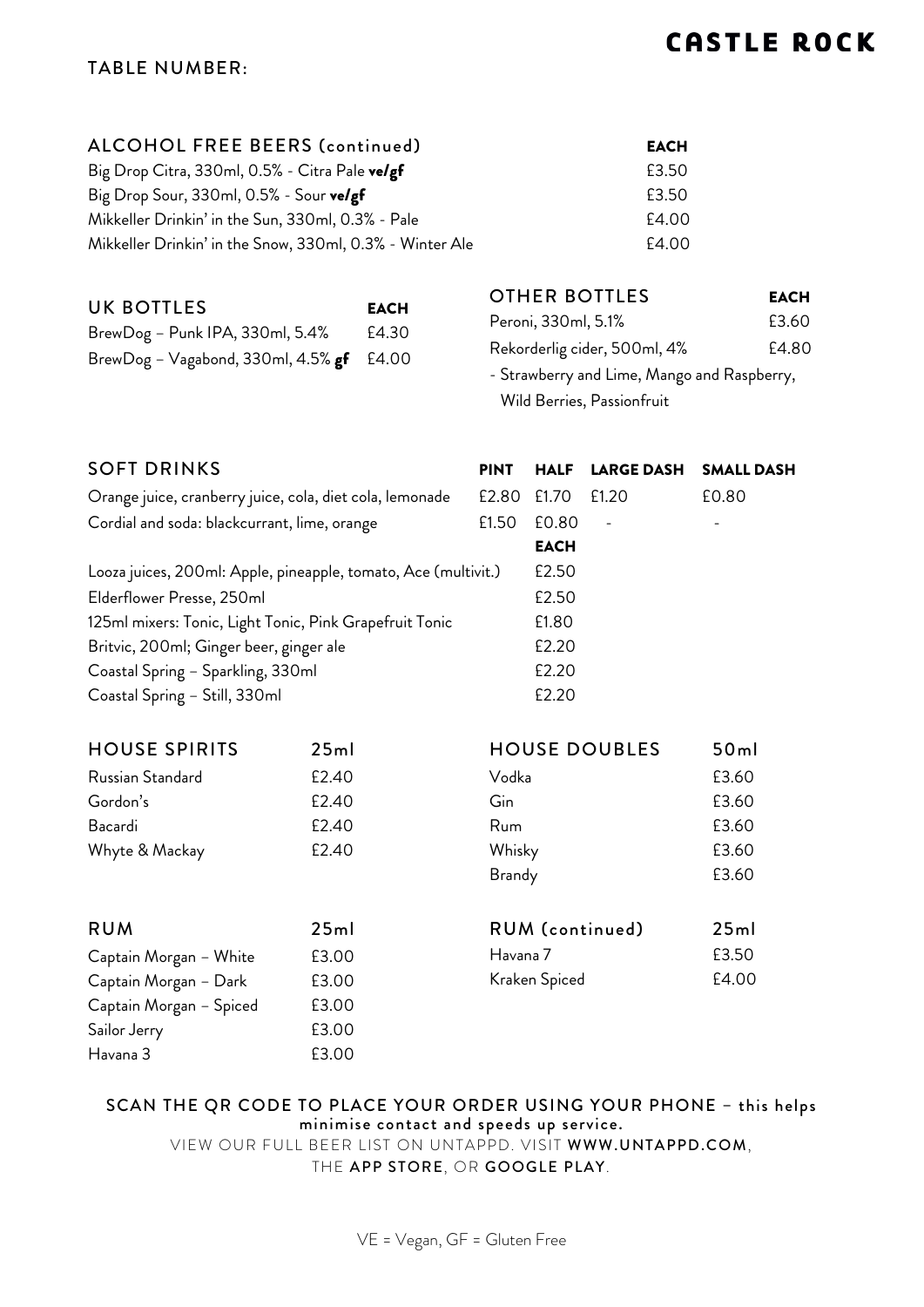# CASTLE ROCK

TABLE NUMBER:

## ALCOHOL FREE BEERS (continued)

| | EACH |
|---|---|
| Big Drop Citra, 330ml, 0.5% - Citra Pale **ve/gf** | £3.50 |
| Big Drop Sour, 330ml, 0.5% - Sour **ve/gf** | £3.50 |
| Mikkeller Drinkin' in the Sun, 330ml, 0.3% - Pale | £4.00 |
| Mikkeller Drinkin' in the Snow, 330ml, 0.3% - Winter Ale | £4.00 |

## UK BOTTLES

| | EACH |
|---|---|
| BrewDog – Punk IPA, 330ml, 5.4% | £4.30 |
| BrewDog – Vagabond, 330ml, 4.5% **gf** | £4.00 |

## OTHER BOTTLES

| | EACH |
|---|---|
| Peroni, 330ml, 5.1% | £3.60 |
| Rekorderlig cider, 500ml, 4% | £4.80 |

- Strawberry and Lime, Mango and Raspberry, Wild Berries, Passionfruit

## SOFT DRINKS

| | PINT | HALF | LARGE DASH | SMALL DASH |
|---|---|---|---|---|
| Orange juice, cranberry juice, cola, diet cola, lemonade | £2.80 | £1.70 | £1.20 | £0.80 |
| Cordial and soda: blackcurrant, lime, orange | £1.50 | £0.80 | - | - |

| | EACH |
|---|---|
| Looza juices, 200ml: Apple, pineapple, tomato, Ace (multivit.) | £2.50 |
| Elderflower Presse, 250ml | £2.50 |
| 125ml mixers: Tonic, Light Tonic, Pink Grapefruit Tonic | £1.80 |
| Britvic, 200ml; Ginger beer, ginger ale | £2.20 |
| Coastal Spring – Sparkling, 330ml | £2.20 |
| Coastal Spring – Still, 330ml | £2.20 |

## HOUSE SPIRITS

| | 25ml |
|---|---|
| Russian Standard | £2.40 |
| Gordon's | £2.40 |
| Bacardi | £2.40 |
| Whyte & Mackay | £2.40 |

## HOUSE DOUBLES

| | 50ml |
|---|---|
| Vodka | £3.60 |
| Gin | £3.60 |
| Rum | £3.60 |
| Whisky | £3.60 |
| Brandy | £3.60 |

## RUM

| | 25ml |
|---|---|
| Captain Morgan – White | £3.00 |
| Captain Morgan – Dark | £3.00 |
| Captain Morgan – Spiced | £3.00 |
| Sailor Jerry | £3.00 |
| Havana 3 | £3.00 |

## RUM (continued)

| | 25ml |
|---|---|
| Havana 7 | £3.50 |
| Kraken Spiced | £4.00 |

SCAN THE QR CODE TO PLACE YOUR ORDER USING YOUR PHONE – this helps minimise contact and speeds up service.

VIEW OUR FULL BEER LIST ON UNTAPPD. VISIT **WWW.UNTAPPD.COM**, THE **APP STORE**, OR **GOOGLE PLAY**.

VE = Vegan, GF = Gluten Free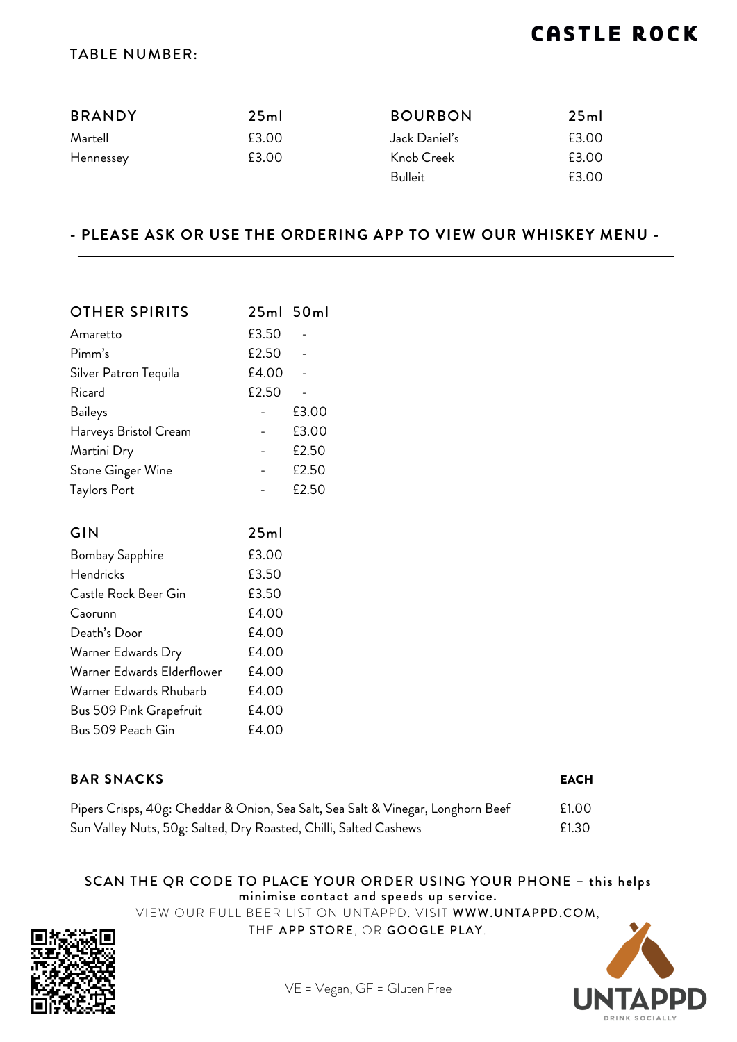# CASTLE ROCK

TABLE NUMBER:

| BRANDY | 25ml |
|---|---|
| Martell | £3.00 |
| Hennessey | £3.00 |

| BOURBON | 25ml |
|---|---|
| Jack Daniel's | £3.00 |
| Knob Creek | £3.00 |
| Bulleit | £3.00 |

**- PLEASE ASK OR USE THE ORDERING APP TO VIEW OUR WHISKEY MENU -**

| OTHER SPIRITS | 25ml | 50ml |
|---|---|---|
| Amaretto | £3.50 | - |
| Pimm's | £2.50 | - |
| Silver Patron Tequila | £4.00 | - |
| Ricard | £2.50 | - |
| Baileys | - | £3.00 |
| Harveys Bristol Cream | - | £3.00 |
| Martini Dry | - | £2.50 |
| Stone Ginger Wine | - | £2.50 |
| Taylors Port | - | £2.50 |

| GIN | 25ml |
|---|---|
| Bombay Sapphire | £3.00 |
| Hendricks | £3.50 |
| Castle Rock Beer Gin | £3.50 |
| Caorunn | £4.00 |
| Death's Door | £4.00 |
| Warner Edwards Dry | £4.00 |
| Warner Edwards Elderflower | £4.00 |
| Warner Edwards Rhubarb | £4.00 |
| Bus 509 Pink Grapefruit | £4.00 |
| Bus 509 Peach Gin | £4.00 |

| **BAR SNACKS** | **EACH** |
|---|---|
| Pipers Crisps, 40g: Cheddar & Onion, Sea Salt, Sea Salt & Vinegar, Longhorn Beef | £1.00 |
| Sun Valley Nuts, 50g: Salted, Dry Roasted, Chilli, Salted Cashews | £1.30 |

SCAN THE QR CODE TO PLACE YOUR ORDER USING YOUR PHONE – **this helps minimise contact and speeds up service.**

VIEW OUR FULL BEER LIST ON UNTAPPD. VISIT **WWW.UNTAPPD.COM**, THE **APP STORE**, OR **GOOGLE PLAY**.

VE = Vegan, GF = Gluten Free

UNTAPPD
DRINK SOCIALLY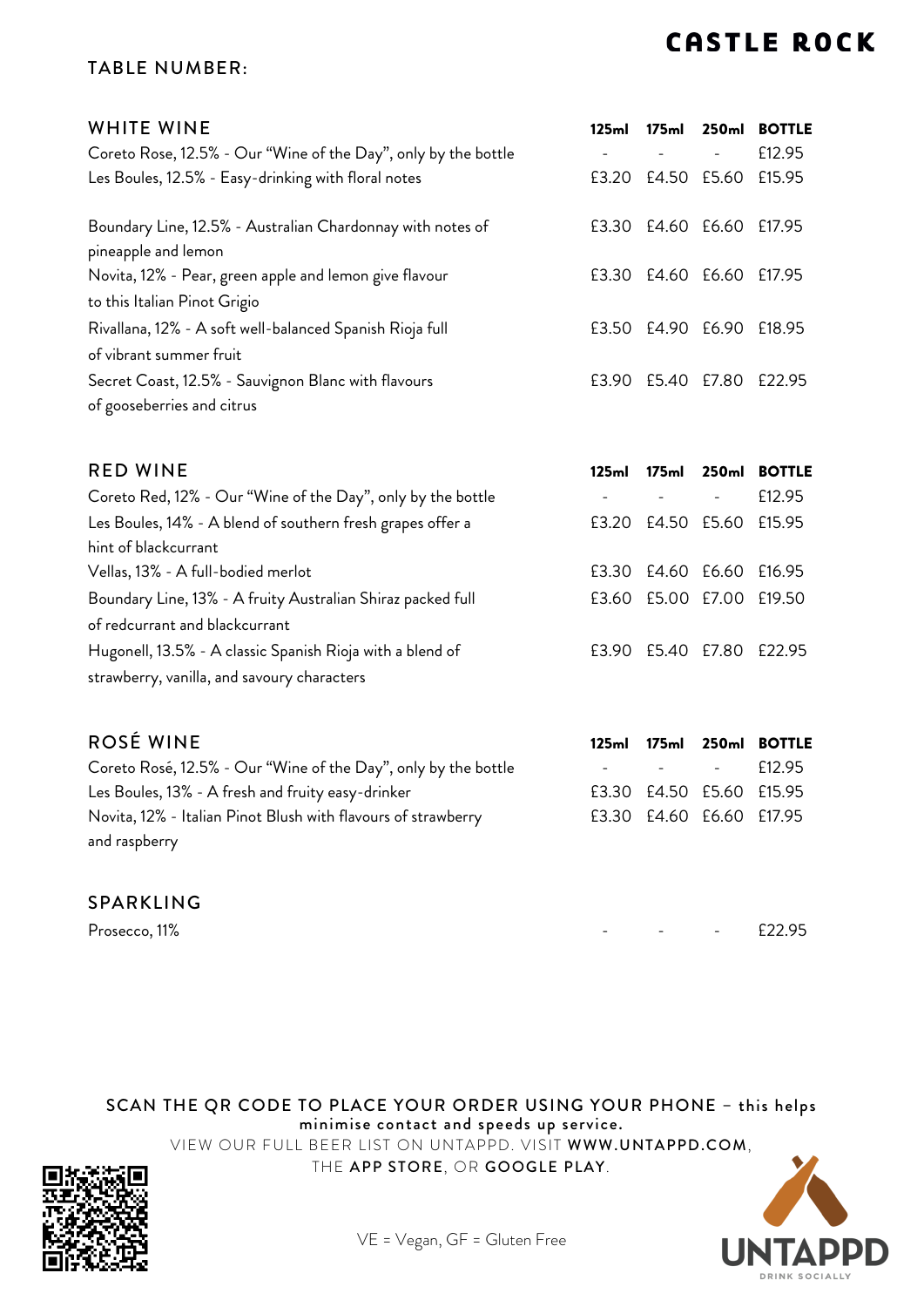# CASTLE ROCK

TABLE NUMBER:

## WHITE WINE

| WHITE WINE | 125ml | 175ml | 250ml | BOTTLE |
|---|---|---|---|---|
| Coreto Rose, 12.5% - Our "Wine of the Day", only by the bottle | - | - | - | £12.95 |
| Les Boules, 12.5% - Easy-drinking with floral notes | £3.20 | £4.50 | £5.60 | £15.95 |
| Boundary Line, 12.5% - Australian Chardonnay with notes of pineapple and lemon | £3.30 | £4.60 | £6.60 | £17.95 |
| Novita, 12% - Pear, green apple and lemon give flavour to this Italian Pinot Grigio | £3.30 | £4.60 | £6.60 | £17.95 |
| Rivallana, 12% - A soft well-balanced Spanish Rioja full of vibrant summer fruit | £3.50 | £4.90 | £6.90 | £18.95 |
| Secret Coast, 12.5% - Sauvignon Blanc with flavours of gooseberries and citrus | £3.90 | £5.40 | £7.80 | £22.95 |

## RED WINE

| RED WINE | 125ml | 175ml | 250ml | BOTTLE |
|---|---|---|---|---|
| Coreto Red, 12% - Our "Wine of the Day", only by the bottle | - | - | - | £12.95 |
| Les Boules, 14% - A blend of southern fresh grapes offer a hint of blackcurrant | £3.20 | £4.50 | £5.60 | £15.95 |
| Vellas, 13% - A full-bodied merlot | £3.30 | £4.60 | £6.60 | £16.95 |
| Boundary Line, 13% - A fruity Australian Shiraz packed full of redcurrant and blackcurrant | £3.60 | £5.00 | £7.00 | £19.50 |
| Hugonell, 13.5% - A classic Spanish Rioja with a blend of strawberry, vanilla, and savoury characters | £3.90 | £5.40 | £7.80 | £22.95 |

## ROSÉ WINE

| ROSÉ WINE | 125ml | 175ml | 250ml | BOTTLE |
|---|---|---|---|---|
| Coreto Rosé, 12.5% - Our "Wine of the Day", only by the bottle | - | - | - | £12.95 |
| Les Boules, 13% - A fresh and fruity easy-drinker | £3.30 | £4.50 | £5.60 | £15.95 |
| Novita, 12% - Italian Pinot Blush with flavours of strawberry and raspberry | £3.30 | £4.60 | £6.60 | £17.95 |

## SPARKLING

| SPARKLING | 125ml | 175ml | 250ml | BOTTLE |
|---|---|---|---|---|
| Prosecco, 11% | - | - | - | £22.95 |

SCAN THE QR CODE TO PLACE YOUR ORDER USING YOUR PHONE – this helps minimise contact and speeds up service.

VIEW OUR FULL BEER LIST ON UNTAPPD. VISIT **WWW.UNTAPPD.COM**, THE **APP STORE**, OR **GOOGLE PLAY**.

VE = Vegan, GF = Gluten Free

UNTAPPD
DRINK SOCIALLY